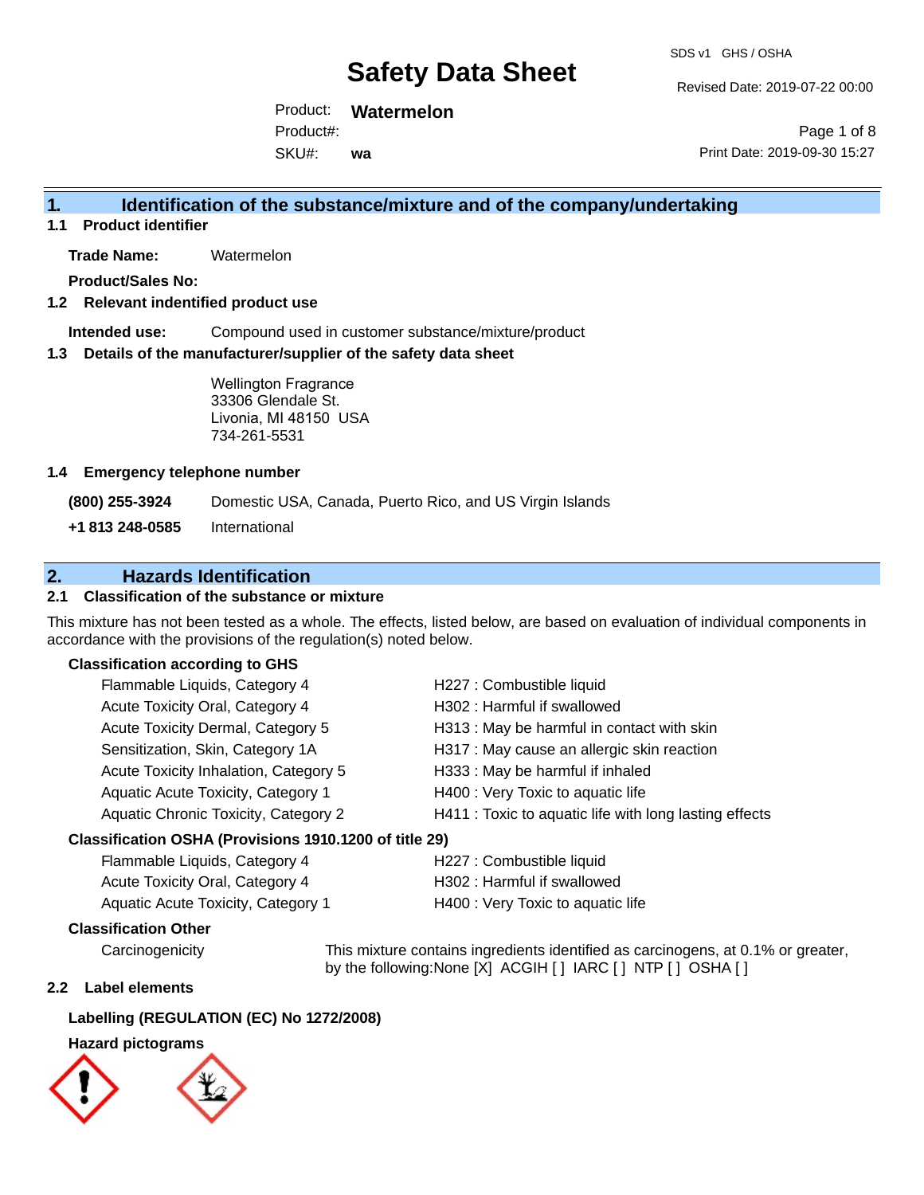# Safety Data Sheet

SDS v1 GHS / OSHA

Revised Date: 2019-07-22 00:00

Product: **Watermelon**

Product#:

SKU#: **wa**

Print Date: 2019-09-30 15:27

## 1. Identification of the substance/mixture and of the company/undertaking

### 1.1 Product identifier

**Trade Name:** Watermelon

**Product/Sales No:**

### 1.2 Relevant indentified product use

**Intended use:** Compound used in customer substance/mixture/product

### 1.3 Details of the manufacturer/supplier of the safety data sheet

Wellington Fragrance
33306 Glendale St.
Livonia, MI 48150 USA
734-261-5531

### 1.4 Emergency telephone number

**(800) 255-3924** Domestic USA, Canada, Puerto Rico, and US Virgin Islands

**+1 813 248-0585** International

## 2. Hazards Identification

### 2.1 Classification of the substance or mixture

This mixture has not been tested as a whole. The effects, listed below, are based on evaluation of individual components in accordance with the provisions of the regulation(s) noted below.

**Classification according to GHS**

| | |
|---|---|
| Flammable Liquids, Category 4 | H227 : Combustible liquid |
| Acute Toxicity Oral, Category 4 | H302 : Harmful if swallowed |
| Acute Toxicity Dermal, Category 5 | H313 : May be harmful in contact with skin |
| Sensitization, Skin, Category 1A | H317 : May cause an allergic skin reaction |
| Acute Toxicity Inhalation, Category 5 | H333 : May be harmful if inhaled |
| Aquatic Acute Toxicity, Category 1 | H400 : Very Toxic to aquatic life |
| Aquatic Chronic Toxicity, Category 2 | H411 : Toxic to aquatic life with long lasting effects |

**Classification OSHA (Provisions 1910.1200 of title 29)**

| | |
|---|---|
| Flammable Liquids, Category 4 | H227 : Combustible liquid |
| Acute Toxicity Oral, Category 4 | H302 : Harmful if swallowed |
| Aquatic Acute Toxicity, Category 1 | H400 : Very Toxic to aquatic life |

**Classification Other**

Carcinogenicity — This mixture contains ingredients identified as carcinogens, at 0.1% or greater, by the following:None [X] ACGIH [ ] IARC [ ] NTP [ ] OSHA [ ]

### 2.2 Label elements

**Labelling (REGULATION (EC) No 1272/2008)**

**Hazard pictograms**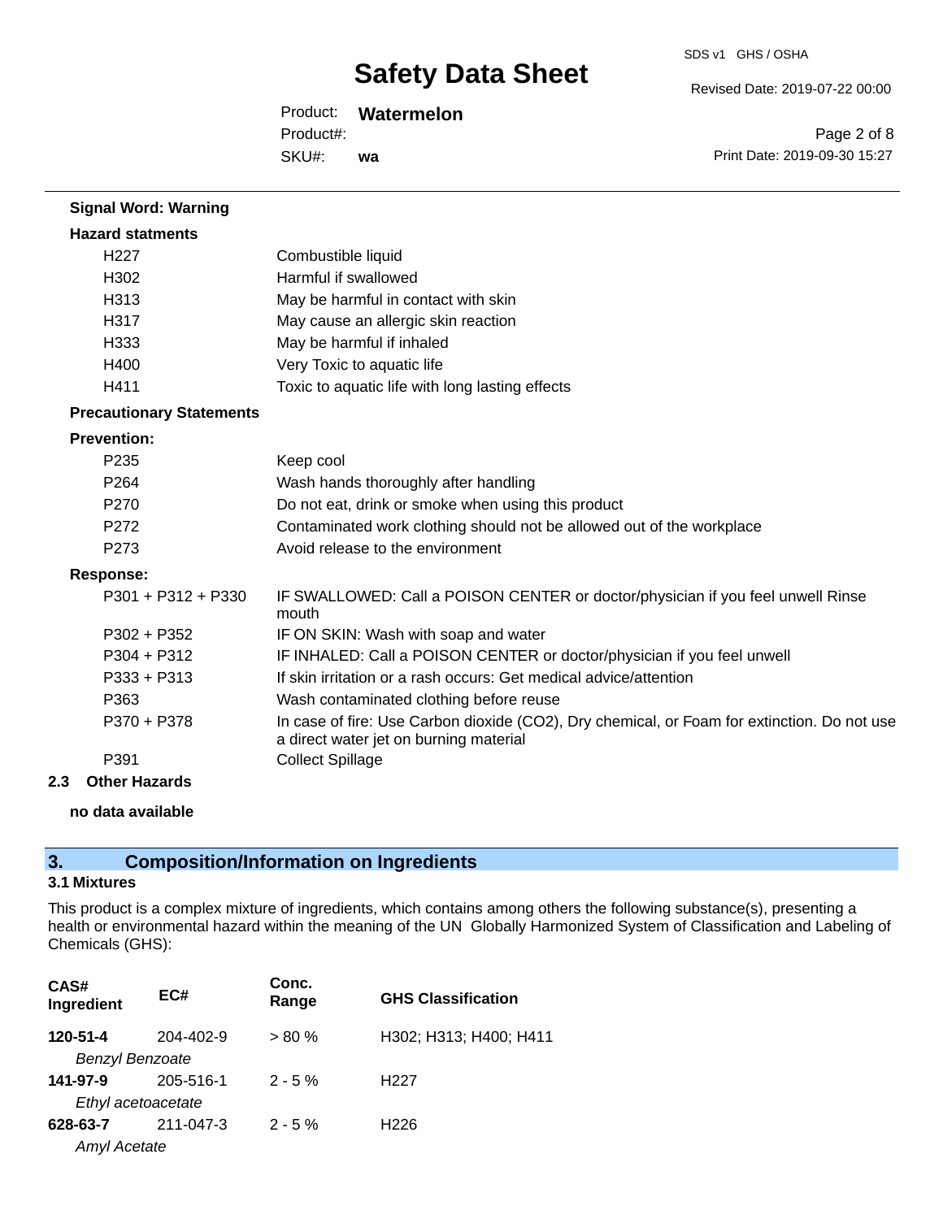**Signal Word: Warning**

**Hazard statments**

| | |
|---|---|
| H227 | Combustible liquid |
| H302 | Harmful if swallowed |
| H313 | May be harmful in contact with skin |
| H317 | May cause an allergic skin reaction |
| H333 | May be harmful if inhaled |
| H400 | Very Toxic to aquatic life |
| H411 | Toxic to aquatic life with long lasting effects |

**Precautionary Statements**

**Prevention:**

| | |
|---|---|
| P235 | Keep cool |
| P264 | Wash hands thoroughly after handling |
| P270 | Do not eat, drink or smoke when using this product |
| P272 | Contaminated work clothing should not be allowed out of the workplace |
| P273 | Avoid release to the environment |

**Response:**

| | |
|---|---|
| P301 + P312 + P330 | IF SWALLOWED: Call a POISON CENTER or doctor/physician if you feel unwell Rinse mouth |
| P302 + P352 | IF ON SKIN: Wash with soap and water |
| P304 + P312 | IF INHALED: Call a POISON CENTER or doctor/physician if you feel unwell |
| P333 + P313 | If skin irritation or a rash occurs: Get medical advice/attention |
| P363 | Wash contaminated clothing before reuse |
| P370 + P378 | In case of fire: Use Carbon dioxide ($CO_2$), Dry chemical, or Foam for extinction. Do not use a direct water jet on burning material |
| P391 | Collect Spillage |

**2.3 Other Hazards**

**no data available**

## 3. Composition/Information on Ingredients

### 3.1 Mixtures

This product is a complex mixture of ingredients, which contains among others the following substance(s), presenting a health or environmental hazard within the meaning of the UN Globally Harmonized System of Classification and Labeling of Chemicals (GHS):

| CAS# Ingredient | EC# | Conc. Range | GHS Classification |
|---|---|---|---|
| **120-51-4** *Benzyl Benzoate* | 204-402-9 | > 80 % | H302; H313; H400; H411 |
| **141-97-9** *Ethyl acetoacetate* | 205-516-1 | 2 - 5 % | H227 |
| **628-63-7** *Amyl Acetate* | 211-047-3 | 2 - 5 % | H226 |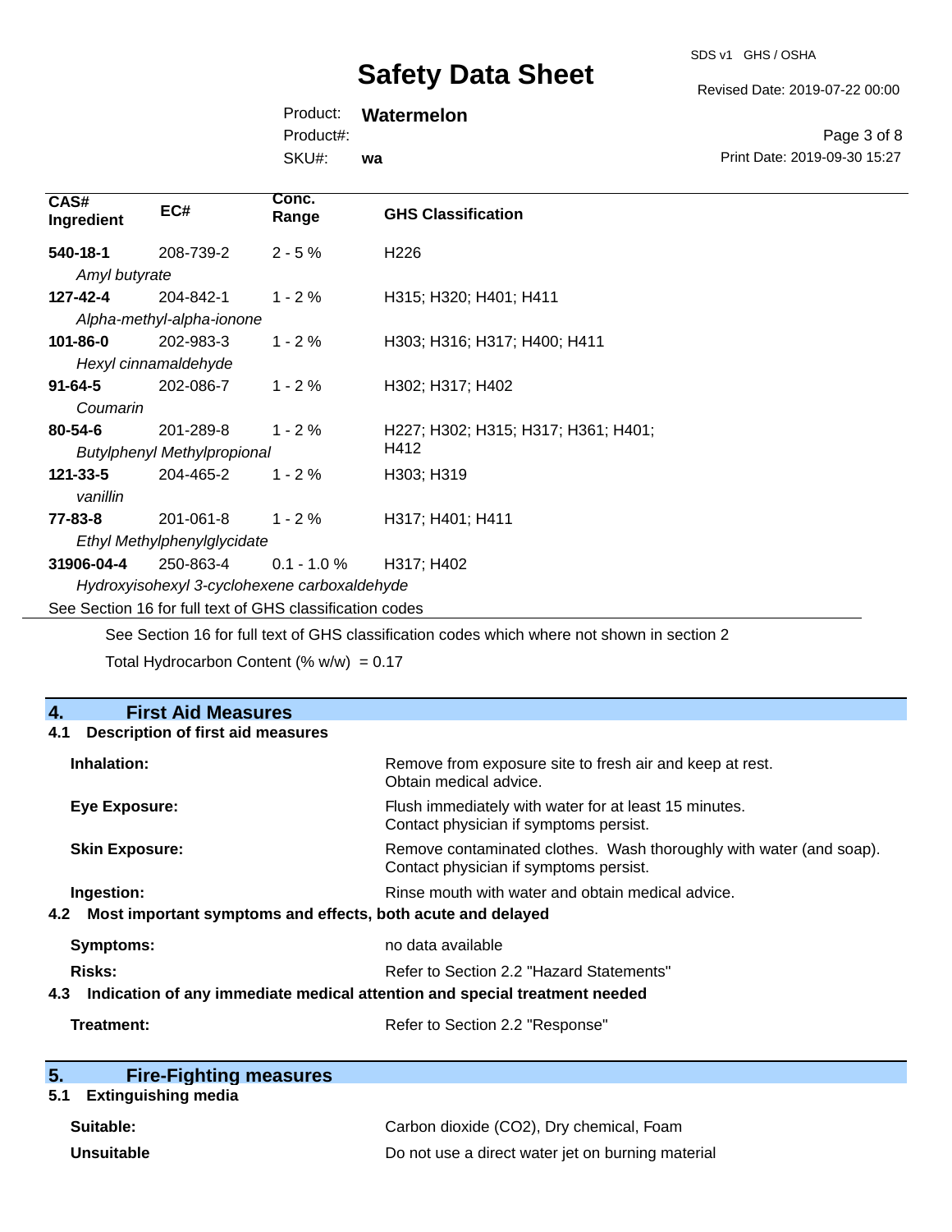| CAS# Ingredient | EC# | Conc. Range | GHS Classification |
|---|---|---|---|
| **540-18-1** *Amyl butyrate* | 208-739-2 | 2 - 5 % | H226 |
| **127-42-4** *Alpha-methyl-alpha-ionone* | 204-842-1 | 1 - 2 % | H315; H320; H401; H411 |
| **101-86-0** *Hexyl cinnamaldehyde* | 202-983-3 | 1 - 2 % | H303; H316; H317; H400; H411 |
| **91-64-5** *Coumarin* | 202-086-7 | 1 - 2 % | H302; H317; H402 |
| **80-54-6** *Butylphenyl Methylpropional* | 201-289-8 | 1 - 2 % | H227; H302; H315; H317; H361; H401; H412 |
| **121-33-5** *vanillin* | 204-465-2 | 1 - 2 % | H303; H319 |
| **77-83-8** *Ethyl Methylphenylglycidate* | 201-061-8 | 1 - 2 % | H317; H401; H411 |
| **31906-04-4** *Hydroxyisohexyl 3-cyclohexene carboxaldehyde* | 250-863-4 | 0.1 - 1.0 % | H317; H402 |

See Section 16 for full text of GHS classification codes

See Section 16 for full text of GHS classification codes which where not shown in section 2

Total Hydrocarbon Content (% w/w) = 0.17

## 4. First Aid Measures

### 4.1 Description of first aid measures

**Inhalation:** Remove from exposure site to fresh air and keep at rest. Obtain medical advice.

**Eye Exposure:** Flush immediately with water for at least 15 minutes. Contact physician if symptoms persist.

**Skin Exposure:** Remove contaminated clothes. Wash thoroughly with water (and soap). Contact physician if symptoms persist.

**Ingestion:** Rinse mouth with water and obtain medical advice.

### 4.2 Most important symptoms and effects, both acute and delayed

**Symptoms:** no data available

**Risks:** Refer to Section 2.2 "Hazard Statements"

### 4.3 Indication of any immediate medical attention and special treatment needed

**Treatment:** Refer to Section 2.2 "Response"

## 5. Fire-Fighting measures

### 5.1 Extinguishing media

**Suitable:** Carbon dioxide ($CO_2$), Dry chemical, Foam

**Unsuitable** Do not use a direct water jet on burning material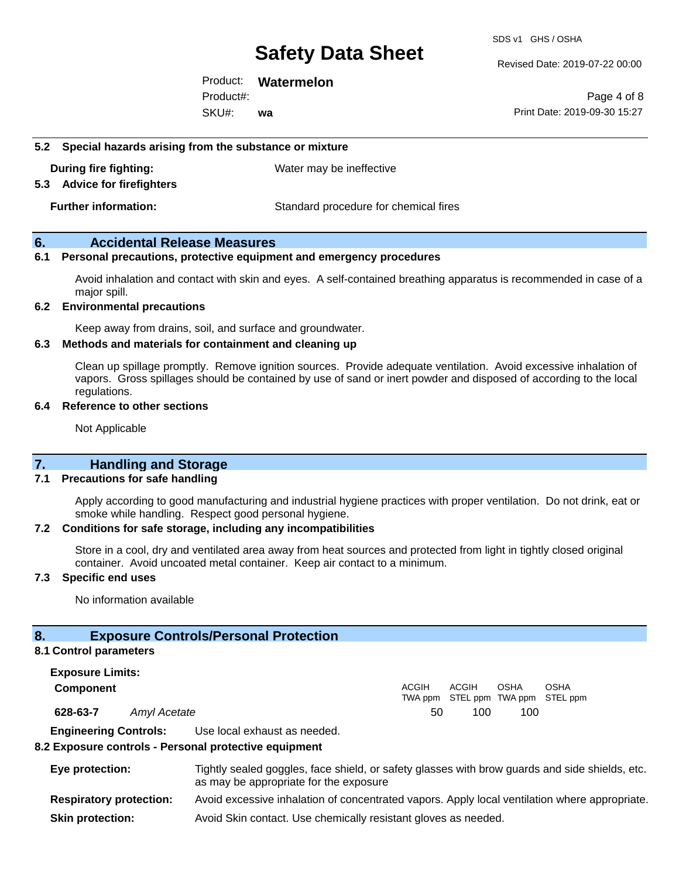### 5.2 Special hazards arising from the substance or mixture

**During fire fighting:** Water may be ineffective

### 5.3 Advice for firefighters

**Further information:** Standard procedure for chemical fires

## 6. Accidental Release Measures

### 6.1 Personal precautions, protective equipment and emergency procedures

Avoid inhalation and contact with skin and eyes. A self-contained breathing apparatus is recommended in case of a major spill.

### 6.2 Environmental precautions

Keep away from drains, soil, and surface and groundwater.

### 6.3 Methods and materials for containment and cleaning up

Clean up spillage promptly. Remove ignition sources. Provide adequate ventilation. Avoid excessive inhalation of vapors. Gross spillages should be contained by use of sand or inert powder and disposed of according to the local regulations.

### 6.4 Reference to other sections

Not Applicable

## 7. Handling and Storage

### 7.1 Precautions for safe handling

Apply according to good manufacturing and industrial hygiene practices with proper ventilation. Do not drink, eat or smoke while handling. Respect good personal hygiene.

### 7.2 Conditions for safe storage, including any incompatibilities

Store in a cool, dry and ventilated area away from heat sources and protected from light in tightly closed original container. Avoid uncoated metal container. Keep air contact to a minimum.

### 7.3 Specific end uses

No information available

## 8. Exposure Controls/Personal Protection

### 8.1 Control parameters

**Exposure Limits:**

| Component | | ACGIH TWA ppm | ACGIH STEL ppm | OSHA TWA ppm | OSHA STEL ppm |
|---|---|---|---|---|---|
| **628-63-7** | *Amyl Acetate* | 50 | 100 | 100 | |

**Engineering Controls:** Use local exhaust as needed.

### 8.2 Exposure controls - Personal protective equipment

**Eye protection:** Tightly sealed goggles, face shield, or safety glasses with brow guards and side shields, etc. as may be appropriate for the exposure

**Respiratory protection:** Avoid excessive inhalation of concentrated vapors. Apply local ventilation where appropriate.

**Skin protection:** Avoid Skin contact. Use chemically resistant gloves as needed.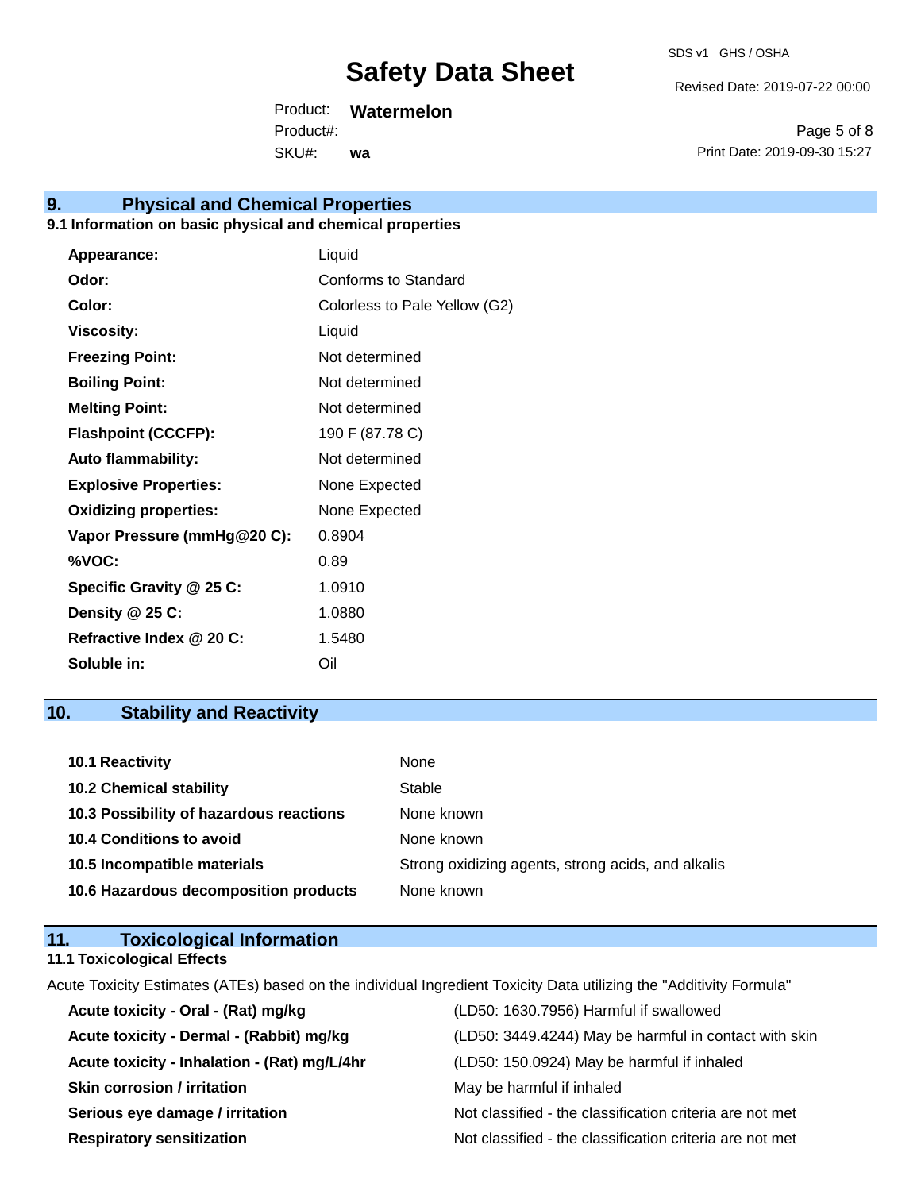## 9. Physical and Chemical Properties

### 9.1 Information on basic physical and chemical properties

| | |
|---|---|
| **Appearance:** | Liquid |
| **Odor:** | Conforms to Standard |
| **Color:** | Colorless to Pale Yellow (G2) |
| **Viscosity:** | Liquid |
| **Freezing Point:** | Not determined |
| **Boiling Point:** | Not determined |
| **Melting Point:** | Not determined |
| **Flashpoint (CCCFP):** | 190 F (87.78 C) |
| **Auto flammability:** | Not determined |
| **Explosive Properties:** | None Expected |
| **Oxidizing properties:** | None Expected |
| **Vapor Pressure (mmHg@20 C):** | 0.8904 |
| **%VOC:** | 0.89 |
| **Specific Gravity @ 25 C:** | 1.0910 |
| **Density @ 25 C:** | 1.0880 |
| **Refractive Index @ 20 C:** | 1.5480 |
| **Soluble in:** | Oil |

## 10. Stability and Reactivity

| | |
|---|---|
| **10.1 Reactivity** | None |
| **10.2 Chemical stability** | Stable |
| **10.3 Possibility of hazardous reactions** | None known |
| **10.4 Conditions to avoid** | None known |
| **10.5 Incompatible materials** | Strong oxidizing agents, strong acids, and alkalis |
| **10.6 Hazardous decomposition products** | None known |

## 11. Toxicological Information

### 11.1 Toxicological Effects

Acute Toxicity Estimates (ATEs) based on the individual Ingredient Toxicity Data utilizing the "Additivity Formula"

| | |
|---|---|
| **Acute toxicity - Oral - (Rat) mg/kg** | (LD50: 1630.7956) Harmful if swallowed |
| **Acute toxicity - Dermal - (Rabbit) mg/kg** | (LD50: 3449.4244) May be harmful in contact with skin |
| **Acute toxicity - Inhalation - (Rat) mg/L/4hr** | (LD50: 150.0924) May be harmful if inhaled |
| **Skin corrosion / irritation** | May be harmful if inhaled |
| **Serious eye damage / irritation** | Not classified - the classification criteria are not met |
| **Respiratory sensitization** | Not classified - the classification criteria are not met |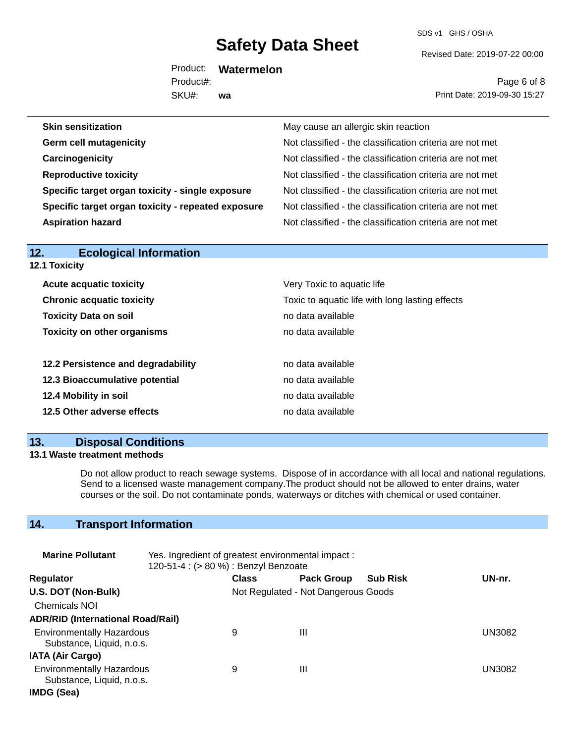| | |
|---|---|
| **Skin sensitization** | May cause an allergic skin reaction |
| **Germ cell mutagenicity** | Not classified - the classification criteria are not met |
| **Carcinogenicity** | Not classified - the classification criteria are not met |
| **Reproductive toxicity** | Not classified - the classification criteria are not met |
| **Specific target organ toxicity - single exposure** | Not classified - the classification criteria are not met |
| **Specific target organ toxicity - repeated exposure** | Not classified - the classification criteria are not met |
| **Aspiration hazard** | Not classified - the classification criteria are not met |

## 12. Ecological Information

### 12.1 Toxicity

| | |
|---|---|
| **Acute acquatic toxicity** | Very Toxic to aquatic life |
| **Chronic acquatic toxicity** | Toxic to aquatic life with long lasting effects |
| **Toxicity Data on soil** | no data available |
| **Toxicity on other organisms** | no data available |

| | |
|---|---|
| **12.2 Persistence and degradability** | no data available |
| **12.3 Bioaccumulative potential** | no data available |
| **12.4 Mobility in soil** | no data available |
| **12.5 Other adverse effects** | no data available |

## 13. Disposal Conditions

### 13.1 Waste treatment methods

Do not allow product to reach sewage systems. Dispose of in accordance with all local and national regulations. Send to a licensed waste management company.The product should not be allowed to enter drains, water courses or the soil. Do not contaminate ponds, waterways or ditches with chemical or used container.

## 14. Transport Information

**Marine Pollutant** Yes. Ingredient of greatest environmental impact : 120-51-4 : (> 80 %) : Benzyl Benzoate

| Regulator | Class | Pack Group | Sub Risk | UN-nr. |
|---|---|---|---|---|
| **U.S. DOT (Non-Bulk)** | Not Regulated - Not Dangerous Goods | | | |
| Chemicals NOI | | | | |
| **ADR/RID (International Road/Rail)** | | | | |
| Environmentally Hazardous Substance, Liquid, n.o.s. | 9 | III | | UN3082 |
| **IATA (Air Cargo)** | | | | |
| Environmentally Hazardous Substance, Liquid, n.o.s. | 9 | III | | UN3082 |
| **IMDG (Sea)** | | | | |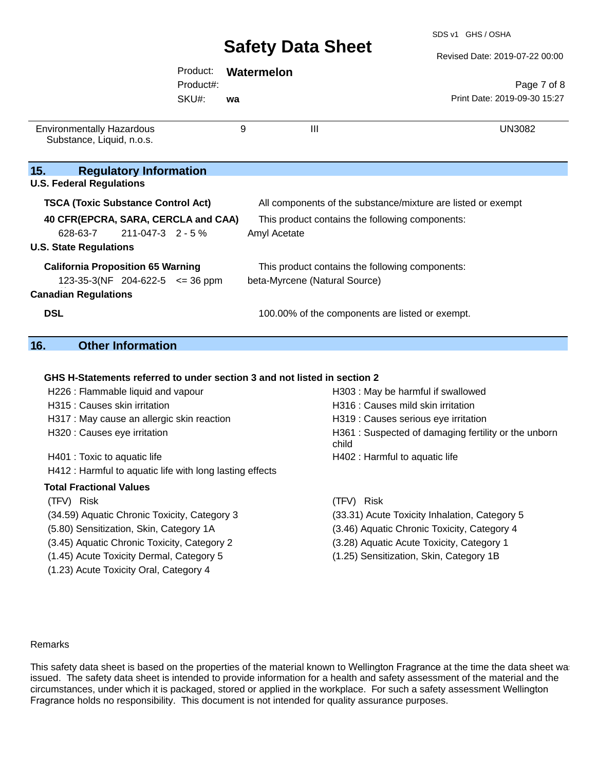| Environmentally Hazardous Substance, Liquid, n.o.s. | 9 | III | UN3082 |
|---|---|---|---|

## 15. Regulatory Information

### U.S. Federal Regulations

**TSCA (Toxic Substance Control Act)** — All components of the substance/mixture are listed or exempt

**40 CFR(EPCRA, SARA, CERCLA and CAA)** — This product contains the following components:

| 628-63-7 | 211-047-3 | 2 - 5 % | Amyl Acetate |
|---|---|---|---|

### U.S. State Regulations

**California Proposition 65 Warning** — This product contains the following components:

| 123-35-3(NF | 204-622-5 | <= 36 ppm | beta-Myrcene (Natural Source) |
|---|---|---|---|

### Canadian Regulations

**DSL** — 100.00% of the components are listed or exempt.

## 16. Other Information

**GHS H-Statements referred to under section 3 and not listed in section 2**

H226 : Flammable liquid and vapour
H303 : May be harmful if swallowed
H315 : Causes skin irritation
H316 : Causes mild skin irritation
H317 : May cause an allergic skin reaction
H319 : Causes serious eye irritation
H320 : Causes eye irritation
H361 : Suspected of damaging fertility or the unborn child
H401 : Toxic to aquatic life
H402 : Harmful to aquatic life
H412 : Harmful to aquatic life with long lasting effects

**Total Fractional Values**

| (TFV) Risk | (TFV) Risk |
|---|---|
| (34.59) Aquatic Chronic Toxicity, Category 3 | (33.31) Acute Toxicity Inhalation, Category 5 |
| (5.80) Sensitization, Skin, Category 1A | (3.46) Aquatic Chronic Toxicity, Category 4 |
| (3.45) Aquatic Chronic Toxicity, Category 2 | (3.28) Aquatic Acute Toxicity, Category 1 |
| (1.45) Acute Toxicity Dermal, Category 5 | (1.25) Sensitization, Skin, Category 1B |
| (1.23) Acute Toxicity Oral, Category 4 | |

Remarks

This safety data sheet is based on the properties of the material known to Wellington Fragrance at the time the data sheet was issued. The safety data sheet is intended to provide information for a health and safety assessment of the material and the circumstances, under which it is packaged, stored or applied in the workplace. For such a safety assessment Wellington Fragrance holds no responsibility. This document is not intended for quality assurance purposes.